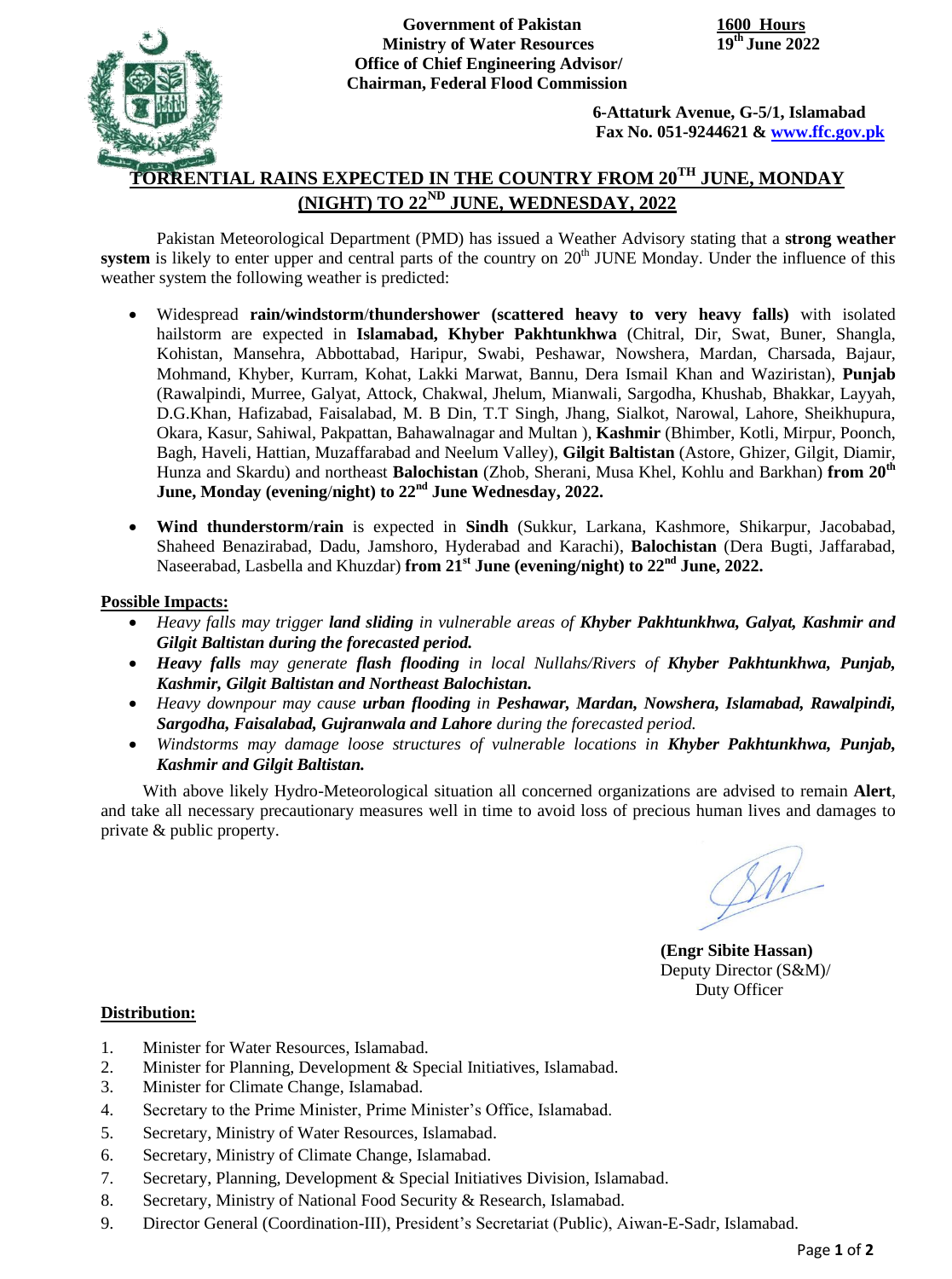**Government of Pakistan**
**Ministry of Water Resources**
**Office of Chief Engineering Advisor/**
**Chairman, Federal Flood Commission**

**1600 Hours**
**19th June 2022**

**6-Attaturk Avenue, G-5/1, Islamabad**
**Fax No. 051-9244621 & www.ffc.gov.pk**

# TORRENTIAL RAINS EXPECTED IN THE COUNTRY FROM 20TH JUNE, MONDAY (NIGHT) TO 22ND JUNE, WEDNESDAY, 2022

Pakistan Meteorological Department (PMD) has issued a Weather Advisory stating that a **strong weather system** is likely to enter upper and central parts of the country on 20th JUNE Monday. Under the influence of this weather system the following weather is predicted:

- Widespread **rain/windstorm/thundershower (scattered heavy to very heavy falls)** with isolated hailstorm are expected in **Islamabad, Khyber Pakhtunkhwa** (Chitral, Dir, Swat, Buner, Shangla, Kohistan, Mansehra, Abbottabad, Haripur, Swabi, Peshawar, Nowshera, Mardan, Charsada, Bajaur, Mohmand, Khyber, Kurram, Kohat, Lakki Marwat, Bannu, Dera Ismail Khan and Waziristan), **Punjab** (Rawalpindi, Murree, Galyat, Attock, Chakwal, Jhelum, Mianwali, Sargodha, Khushab, Bhakkar, Layyah, D.G.Khan, Hafizabad, Faisalabad, M. B Din, T.T Singh, Jhang, Sialkot, Narowal, Lahore, Sheikhupura, Okara, Kasur, Sahiwal, Pakpattan, Bahawalnagar and Multan ), **Kashmir** (Bhimber, Kotli, Mirpur, Poonch, Bagh, Haveli, Hattian, Muzaffarabad and Neelum Valley), **Gilgit Baltistan** (Astore, Ghizer, Gilgit, Diamir, Hunza and Skardu) and northeast **Balochistan** (Zhob, Sherani, Musa Khel, Kohlu and Barkhan) **from 20th June, Monday (evening/night) to 22nd June Wednesday, 2022.**
- **Wind thunderstorm/rain** is expected in **Sindh** (Sukkur, Larkana, Kashmore, Shikarpur, Jacobabad, Shaheed Benazirabad, Dadu, Jamshoro, Hyderabad and Karachi), **Balochistan** (Dera Bugti, Jaffarabad, Naseerabad, Lasbella and Khuzdar) **from 21st June (evening/night) to 22nd June, 2022.**

**Possible Impacts:**

- *Heavy falls may trigger **land sliding** in vulnerable areas of **Khyber Pakhtunkhwa, Galyat, Kashmir and Gilgit Baltistan during the forecasted period.***
- ***Heavy falls** may generate **flash flooding** in local Nullahs/Rivers of **Khyber Pakhtunkhwa, Punjab, Kashmir, Gilgit Baltistan and Northeast Balochistan.***
- *Heavy downpour may cause **urban flooding** in **Peshawar, Mardan, Nowshera, Islamabad, Rawalpindi, Sargodha, Faisalabad, Gujranwala and Lahore** during the forecasted period.*
- *Windstorms may damage loose structures of vulnerable locations in **Khyber Pakhtunkhwa, Punjab, Kashmir and Gilgit Baltistan.***

With above likely Hydro-Meteorological situation all concerned organizations are advised to remain **Alert**, and take all necessary precautionary measures well in time to avoid loss of precious human lives and damages to private & public property.

**(Engr Sibite Hassan)**
Deputy Director (S&M)/
Duty Officer

**Distribution:**

1. Minister for Water Resources, Islamabad.
2. Minister for Planning, Development & Special Initiatives, Islamabad.
3. Minister for Climate Change, Islamabad.
4. Secretary to the Prime Minister, Prime Minister's Office, Islamabad.
5. Secretary, Ministry of Water Resources, Islamabad.
6. Secretary, Ministry of Climate Change, Islamabad.
7. Secretary, Planning, Development & Special Initiatives Division, Islamabad.
8. Secretary, Ministry of National Food Security & Research, Islamabad.
9. Director General (Coordination-III), President's Secretariat (Public), Aiwan-E-Sadr, Islamabad.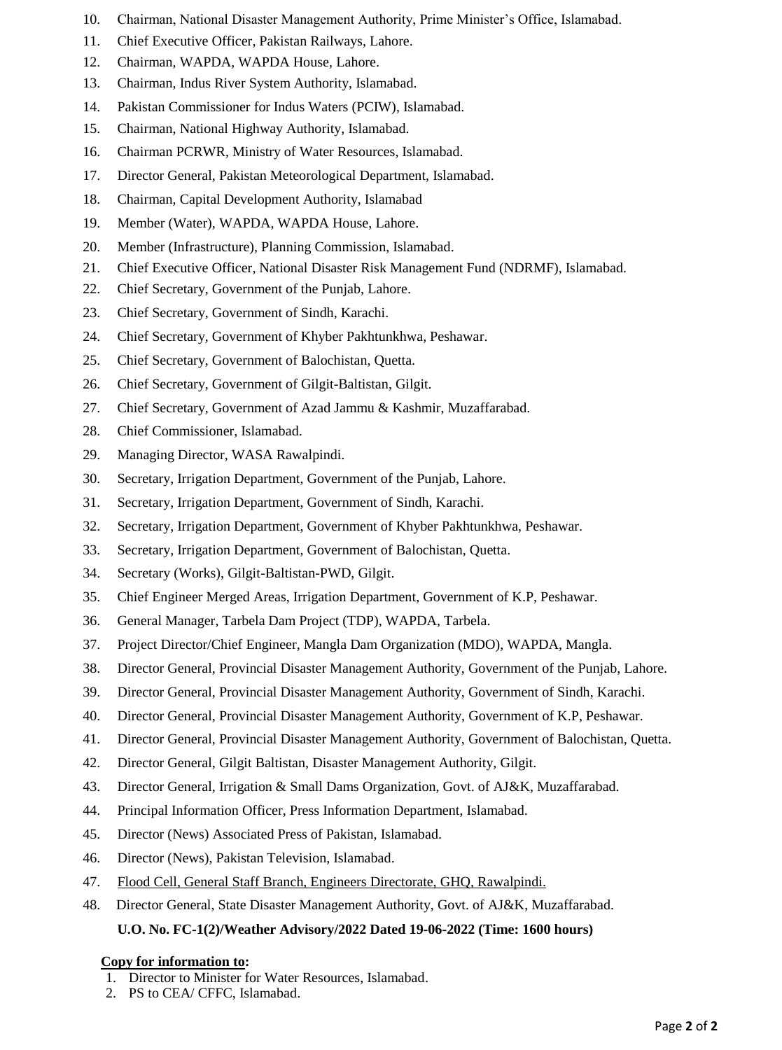10. Chairman, National Disaster Management Authority, Prime Minister's Office, Islamabad.
11. Chief Executive Officer, Pakistan Railways, Lahore.
12. Chairman, WAPDA, WAPDA House, Lahore.
13. Chairman, Indus River System Authority, Islamabad.
14. Pakistan Commissioner for Indus Waters (PCIW), Islamabad.
15. Chairman, National Highway Authority, Islamabad.
16. Chairman PCRWR, Ministry of Water Resources, Islamabad.
17. Director General, Pakistan Meteorological Department, Islamabad.
18. Chairman, Capital Development Authority, Islamabad
19. Member (Water), WAPDA, WAPDA House, Lahore.
20. Member (Infrastructure), Planning Commission, Islamabad.
21. Chief Executive Officer, National Disaster Risk Management Fund (NDRMF), Islamabad.
22. Chief Secretary, Government of the Punjab, Lahore.
23. Chief Secretary, Government of Sindh, Karachi.
24. Chief Secretary, Government of Khyber Pakhtunkhwa, Peshawar.
25. Chief Secretary, Government of Balochistan, Quetta.
26. Chief Secretary, Government of Gilgit-Baltistan, Gilgit.
27. Chief Secretary, Government of Azad Jammu & Kashmir, Muzaffarabad.
28. Chief Commissioner, Islamabad.
29. Managing Director, WASA Rawalpindi.
30. Secretary, Irrigation Department, Government of the Punjab, Lahore.
31. Secretary, Irrigation Department, Government of Sindh, Karachi.
32. Secretary, Irrigation Department, Government of Khyber Pakhtunkhwa, Peshawar.
33. Secretary, Irrigation Department, Government of Balochistan, Quetta.
34. Secretary (Works), Gilgit-Baltistan-PWD, Gilgit.
35. Chief Engineer Merged Areas, Irrigation Department, Government of K.P, Peshawar.
36. General Manager, Tarbela Dam Project (TDP), WAPDA, Tarbela.
37. Project Director/Chief Engineer, Mangla Dam Organization (MDO), WAPDA, Mangla.
38. Director General, Provincial Disaster Management Authority, Government of the Punjab, Lahore.
39. Director General, Provincial Disaster Management Authority, Government of Sindh, Karachi.
40. Director General, Provincial Disaster Management Authority, Government of K.P, Peshawar.
41. Director General, Provincial Disaster Management Authority, Government of Balochistan, Quetta.
42. Director General, Gilgit Baltistan, Disaster Management Authority, Gilgit.
43. Director General, Irrigation & Small Dams Organization, Govt. of AJ&K, Muzaffarabad.
44. Principal Information Officer, Press Information Department, Islamabad.
45. Director (News) Associated Press of Pakistan, Islamabad.
46. Director (News), Pakistan Television, Islamabad.
47. Flood Cell, General Staff Branch, Engineers Directorate, GHQ, Rawalpindi.
48. Director General, State Disaster Management Authority, Govt. of AJ&K, Muzaffarabad.

**U.O. No. FC-1(2)/Weather Advisory/2022 Dated 19-06-2022 (Time: 1600 hours)**

**Copy for information to:**

1. Director to Minister for Water Resources, Islamabad.
2. PS to CEA/ CFFC, Islamabad.